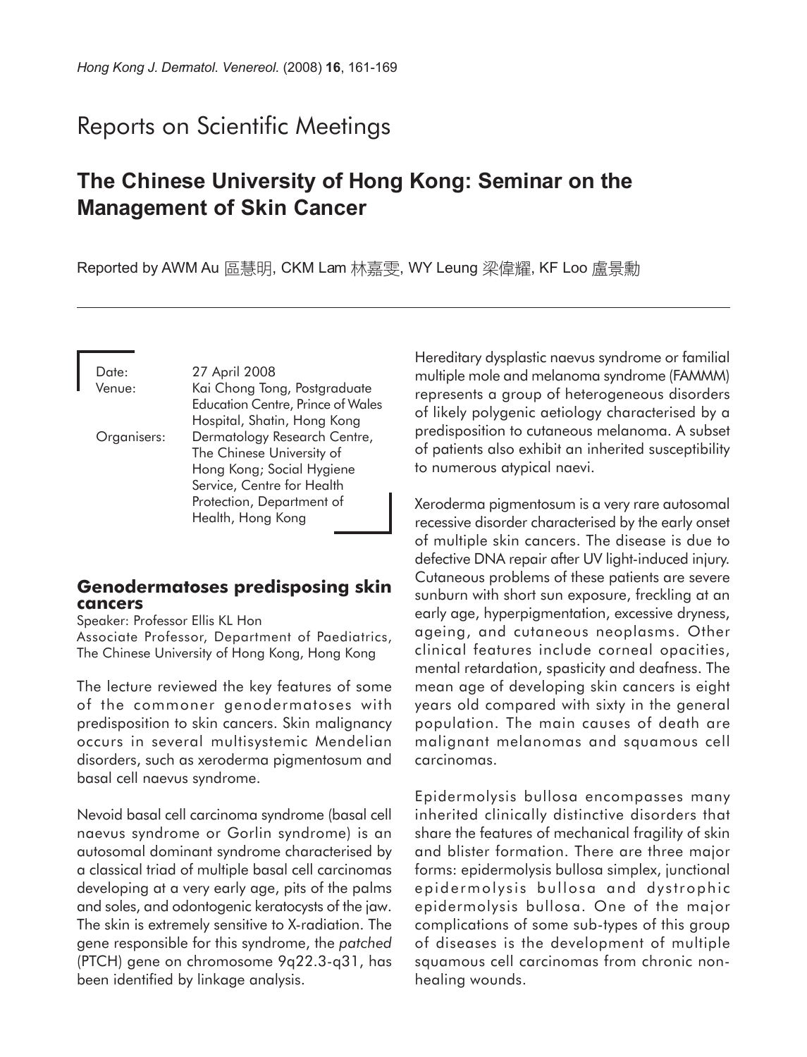# Reports on Scientific Meetings

## The Chinese University of Hong Kong: Seminar on the Management of Skin Cancer

Reported by AWM Au 區慧明, CKM Lam 林嘉雯, WY Leung 梁偉耀, KF Loo 盧景勳

Date: 27 April 2008
Venue: Kai Chong Tong, Postgraduate Education Centre, Prince of Wales Hospital, Shatin, Hong Kong
Organisers: Dermatology Research Centre, The Chinese University of Hong Kong; Social Hygiene Service, Centre for Health Protection, Department of Health, Hong Kong

### Genodermatoses predisposing skin cancers

Speaker: Professor Ellis KL Hon
Associate Professor, Department of Paediatrics, The Chinese University of Hong Kong, Hong Kong

The lecture reviewed the key features of some of the commoner genodermatoses with predisposition to skin cancers. Skin malignancy occurs in several multisystemic Mendelian disorders, such as xeroderma pigmentosum and basal cell naevus syndrome.

Nevoid basal cell carcinoma syndrome (basal cell naevus syndrome or Gorlin syndrome) is an autosomal dominant syndrome characterised by a classical triad of multiple basal cell carcinomas developing at a very early age, pits of the palms and soles, and odontogenic keratocysts of the jaw. The skin is extremely sensitive to X-radiation. The gene responsible for this syndrome, the *patched* (PTCH) gene on chromosome 9q22.3-q31, has been identified by linkage analysis.

Hereditary dysplastic naevus syndrome or familial multiple mole and melanoma syndrome (FAMMM) represents a group of heterogeneous disorders of likely polygenic aetiology characterised by a predisposition to cutaneous melanoma. A subset of patients also exhibit an inherited susceptibility to numerous atypical naevi.

Xeroderma pigmentosum is a very rare autosomal recessive disorder characterised by the early onset of multiple skin cancers. The disease is due to defective DNA repair after UV light-induced injury. Cutaneous problems of these patients are severe sunburn with short sun exposure, freckling at an early age, hyperpigmentation, excessive dryness, ageing, and cutaneous neoplasms. Other clinical features include corneal opacities, mental retardation, spasticity and deafness. The mean age of developing skin cancers is eight years old compared with sixty in the general population. The main causes of death are malignant melanomas and squamous cell carcinomas.

Epidermolysis bullosa encompasses many inherited clinically distinctive disorders that share the features of mechanical fragility of skin and blister formation. There are three major forms: epidermolysis bullosa simplex, junctional epidermolysis bullosa and dystrophic epidermolysis bullosa. One of the major complications of some sub-types of this group of diseases is the development of multiple squamous cell carcinomas from chronic non-healing wounds.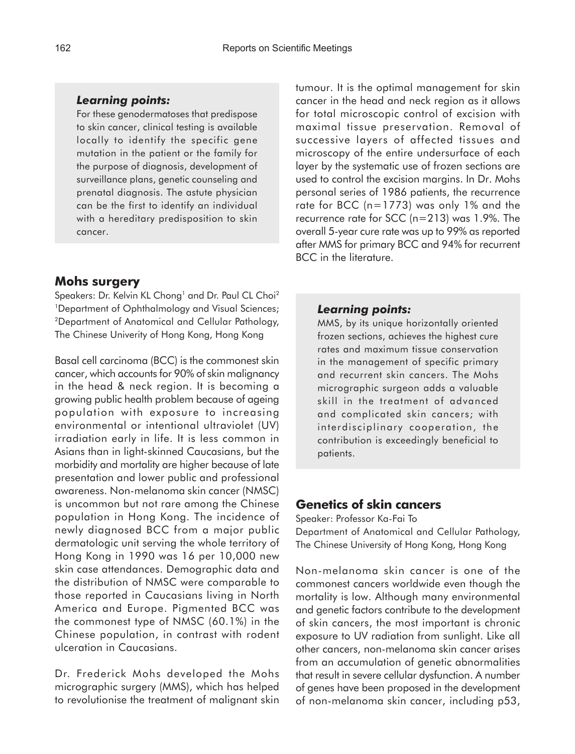*Learning points:*

For these genodermatoses that predispose to skin cancer, clinical testing is available locally to identify the specific gene mutation in the patient or the family for the purpose of diagnosis, development of surveillance plans, genetic counseling and prenatal diagnosis. The astute physician can be the first to identify an individual with a hereditary predisposition to skin cancer.

## Mohs surgery

Speakers: Dr. Kelvin KL Chong[1] and Dr. Paul CL Choi[2]
[1]Department of Ophthalmology and Visual Sciences; [2]Department of Anatomical and Cellular Pathology, The Chinese Univerity of Hong Kong, Hong Kong

Basal cell carcinoma (BCC) is the commonest skin cancer, which accounts for 90% of skin malignancy in the head & neck region. It is becoming a growing public health problem because of ageing population with exposure to increasing environmental or intentional ultraviolet (UV) irradiation early in life. It is less common in Asians than in light-skinned Caucasians, but the morbidity and mortality are higher because of late presentation and lower public and professional awareness. Non-melanoma skin cancer (NMSC) is uncommon but not rare among the Chinese population in Hong Kong. The incidence of newly diagnosed BCC from a major public dermatologic unit serving the whole territory of Hong Kong in 1990 was 16 per 10,000 new skin case attendances. Demographic data and the distribution of NMSC were comparable to those reported in Caucasians living in North America and Europe. Pigmented BCC was the commonest type of NMSC (60.1%) in the Chinese population, in contrast with rodent ulceration in Caucasians.

Dr. Frederick Mohs developed the Mohs micrographic surgery (MMS), which has helped to revolutionise the treatment of malignant skin tumour. It is the optimal management for skin cancer in the head and neck region as it allows for total microscopic control of excision with maximal tissue preservation. Removal of successive layers of affected tissues and microscopy of the entire undersurface of each layer by the systematic use of frozen sections are used to control the excision margins. In Dr. Mohs personal series of 1986 patients, the recurrence rate for BCC (n=1773) was only 1% and the recurrence rate for SCC (n=213) was 1.9%. The overall 5-year cure rate was up to 99% as reported after MMS for primary BCC and 94% for recurrent BCC in the literature.

*Learning points:*

MMS, by its unique horizontally oriented frozen sections, achieves the highest cure rates and maximum tissue conservation in the management of specific primary and recurrent skin cancers. The Mohs micrographic surgeon adds a valuable skill in the treatment of advanced and complicated skin cancers; with interdisciplinary cooperation, the contribution is exceedingly beneficial to patients.

## Genetics of skin cancers

Speaker: Professor Ka-Fai To
Department of Anatomical and Cellular Pathology, The Chinese University of Hong Kong, Hong Kong

Non-melanoma skin cancer is one of the commonest cancers worldwide even though the mortality is low. Although many environmental and genetic factors contribute to the development of skin cancers, the most important is chronic exposure to UV radiation from sunlight. Like all other cancers, non-melanoma skin cancer arises from an accumulation of genetic abnormalities that result in severe cellular dysfunction. A number of genes have been proposed in the development of non-melanoma skin cancer, including p53,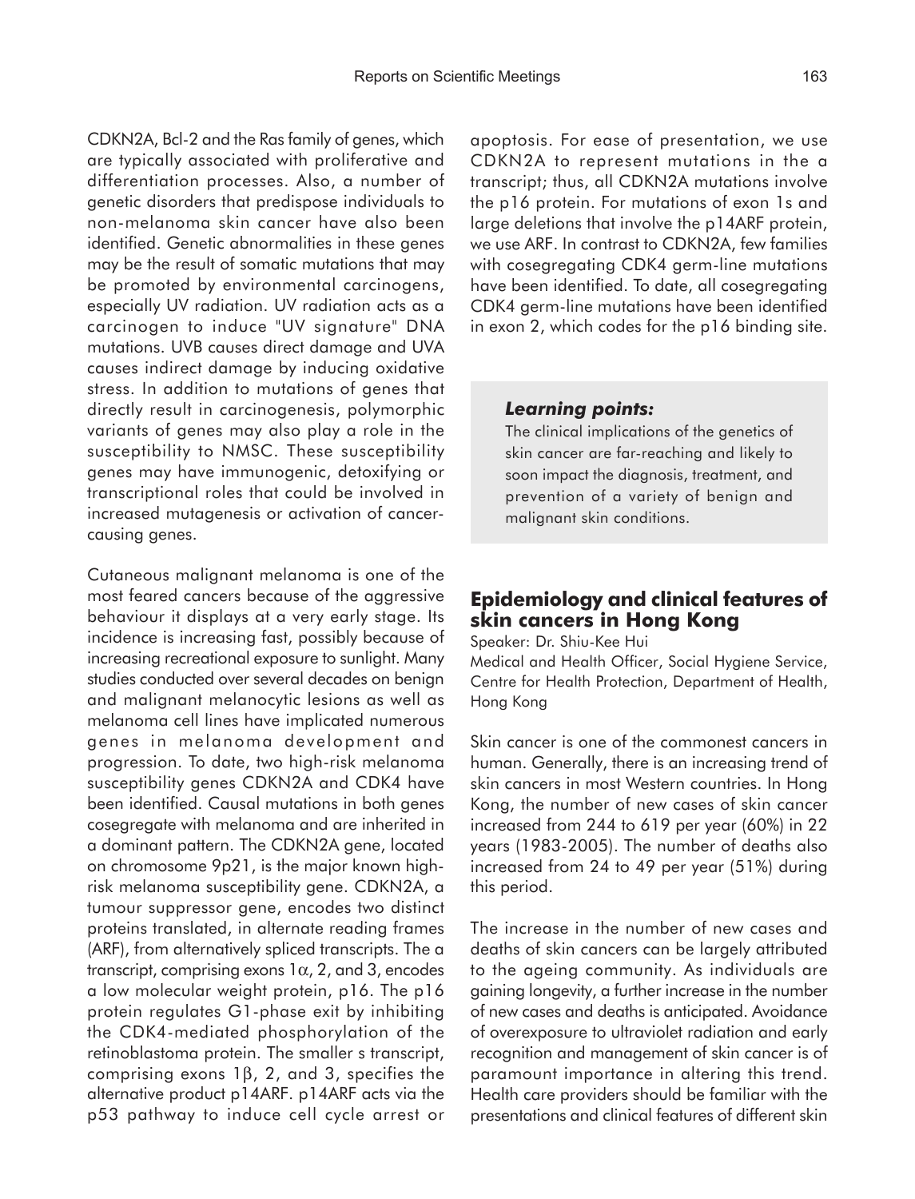CDKN2A, Bcl-2 and the Ras family of genes, which are typically associated with proliferative and differentiation processes. Also, a number of genetic disorders that predispose individuals to non-melanoma skin cancer have also been identified. Genetic abnormalities in these genes may be the result of somatic mutations that may be promoted by environmental carcinogens, especially UV radiation. UV radiation acts as a carcinogen to induce "UV signature" DNA mutations. UVB causes direct damage and UVA causes indirect damage by inducing oxidative stress. In addition to mutations of genes that directly result in carcinogenesis, polymorphic variants of genes may also play a role in the susceptibility to NMSC. These susceptibility genes may have immunogenic, detoxifying or transcriptional roles that could be involved in increased mutagenesis or activation of cancer-causing genes.

Cutaneous malignant melanoma is one of the most feared cancers because of the aggressive behaviour it displays at a very early stage. Its incidence is increasing fast, possibly because of increasing recreational exposure to sunlight. Many studies conducted over several decades on benign and malignant melanocytic lesions as well as melanoma cell lines have implicated numerous genes in melanoma development and progression. To date, two high-risk melanoma susceptibility genes CDKN2A and CDK4 have been identified. Causal mutations in both genes cosegregate with melanoma and are inherited in a dominant pattern. The CDKN2A gene, located on chromosome 9p21, is the major known high-risk melanoma susceptibility gene. CDKN2A, a tumour suppressor gene, encodes two distinct proteins translated, in alternate reading frames (ARF), from alternatively spliced transcripts. The a transcript, comprising exons 1$\alpha$, 2, and 3, encodes a low molecular weight protein, p16. The p16 protein regulates G1-phase exit by inhibiting the CDK4-mediated phosphorylation of the retinoblastoma protein. The smaller s transcript, comprising exons 1$\beta$, 2, and 3, specifies the alternative product p14ARF. p14ARF acts via the p53 pathway to induce cell cycle arrest or apoptosis. For ease of presentation, we use CDKN2A to represent mutations in the a transcript; thus, all CDKN2A mutations involve the p16 protein. For mutations of exon 1s and large deletions that involve the p14ARF protein, we use ARF. In contrast to CDKN2A, few families with cosegregating CDK4 germ-line mutations have been identified. To date, all cosegregating CDK4 germ-line mutations have been identified in exon 2, which codes for the p16 binding site.

> ***Learning points:***
>
> The clinical implications of the genetics of skin cancer are far-reaching and likely to soon impact the diagnosis, treatment, and prevention of a variety of benign and malignant skin conditions.

## Epidemiology and clinical features of skin cancers in Hong Kong

Speaker: Dr. Shiu-Kee Hui

Medical and Health Officer, Social Hygiene Service, Centre for Health Protection, Department of Health, Hong Kong

Skin cancer is one of the commonest cancers in human. Generally, there is an increasing trend of skin cancers in most Western countries. In Hong Kong, the number of new cases of skin cancer increased from 244 to 619 per year (60%) in 22 years (1983-2005). The number of deaths also increased from 24 to 49 per year (51%) during this period.

The increase in the number of new cases and deaths of skin cancers can be largely attributed to the ageing community. As individuals are gaining longevity, a further increase in the number of new cases and deaths is anticipated. Avoidance of overexposure to ultraviolet radiation and early recognition and management of skin cancer is of paramount importance in altering this trend. Health care providers should be familiar with the presentations and clinical features of different skin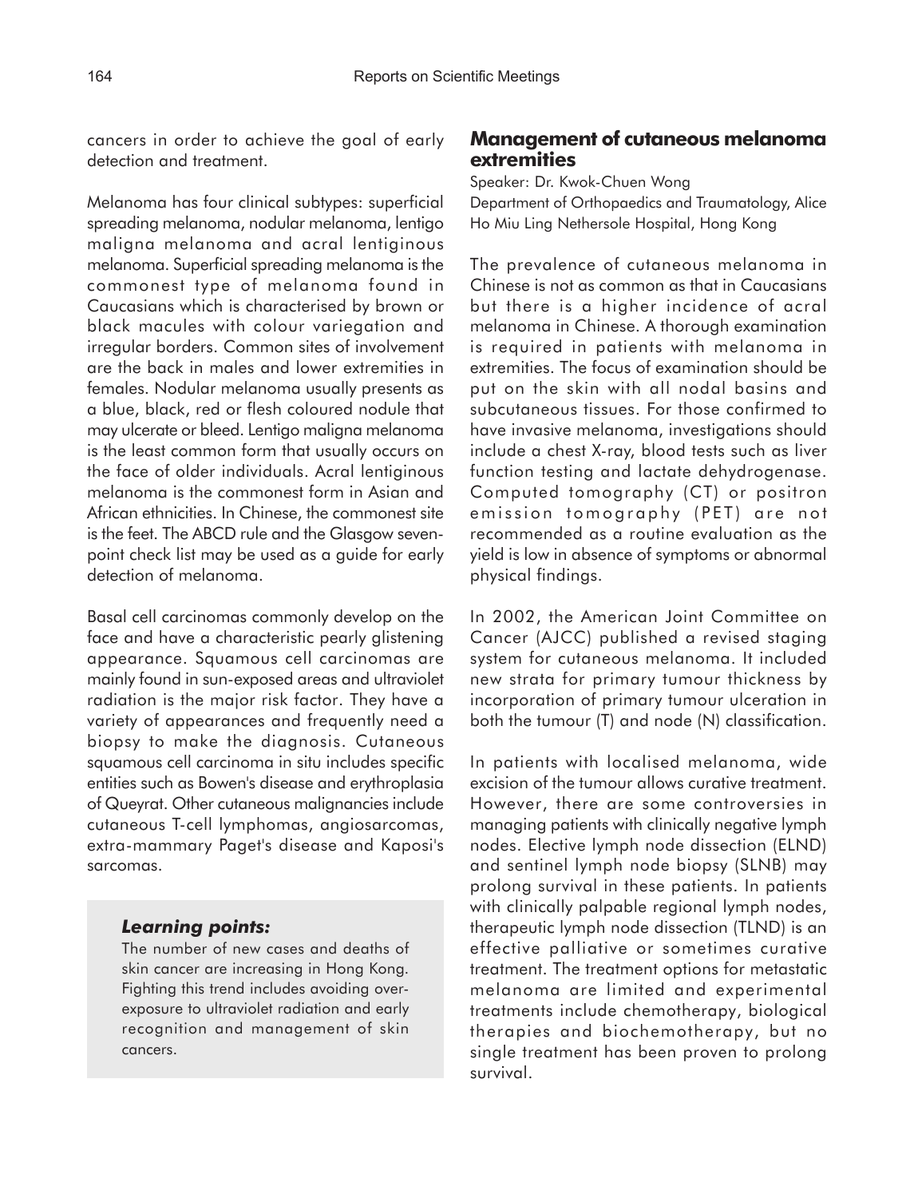cancers in order to achieve the goal of early detection and treatment.

Melanoma has four clinical subtypes: superficial spreading melanoma, nodular melanoma, lentigo maligna melanoma and acral lentiginous melanoma. Superficial spreading melanoma is the commonest type of melanoma found in Caucasians which is characterised by brown or black macules with colour variegation and irregular borders. Common sites of involvement are the back in males and lower extremities in females. Nodular melanoma usually presents as a blue, black, red or flesh coloured nodule that may ulcerate or bleed. Lentigo maligna melanoma is the least common form that usually occurs on the face of older individuals. Acral lentiginous melanoma is the commonest form in Asian and African ethnicities. In Chinese, the commonest site is the feet. The ABCD rule and the Glasgow seven-point check list may be used as a guide for early detection of melanoma.

Basal cell carcinomas commonly develop on the face and have a characteristic pearly glistening appearance. Squamous cell carcinomas are mainly found in sun-exposed areas and ultraviolet radiation is the major risk factor. They have a variety of appearances and frequently need a biopsy to make the diagnosis. Cutaneous squamous cell carcinoma in situ includes specific entities such as Bowen's disease and erythroplasia of Queyrat. Other cutaneous malignancies include cutaneous T-cell lymphomas, angiosarcomas, extra-mammary Paget's disease and Kaposi's sarcomas.

> ***Learning points:***
>
> The number of new cases and deaths of skin cancer are increasing in Hong Kong. Fighting this trend includes avoiding over-exposure to ultraviolet radiation and early recognition and management of skin cancers.

## Management of cutaneous melanoma extremities

Speaker: Dr. Kwok-Chuen Wong
Department of Orthopaedics and Traumatology, Alice Ho Miu Ling Nethersole Hospital, Hong Kong

The prevalence of cutaneous melanoma in Chinese is not as common as that in Caucasians but there is a higher incidence of acral melanoma in Chinese. A thorough examination is required in patients with melanoma in extremities. The focus of examination should be put on the skin with all nodal basins and subcutaneous tissues. For those confirmed to have invasive melanoma, investigations should include a chest X-ray, blood tests such as liver function testing and lactate dehydrogenase. Computed tomography (CT) or positron emission tomography (PET) are not recommended as a routine evaluation as the yield is low in absence of symptoms or abnormal physical findings.

In 2002, the American Joint Committee on Cancer (AJCC) published a revised staging system for cutaneous melanoma. It included new strata for primary tumour thickness by incorporation of primary tumour ulceration in both the tumour (T) and node (N) classification.

In patients with localised melanoma, wide excision of the tumour allows curative treatment. However, there are some controversies in managing patients with clinically negative lymph nodes. Elective lymph node dissection (ELND) and sentinel lymph node biopsy (SLNB) may prolong survival in these patients. In patients with clinically palpable regional lymph nodes, therapeutic lymph node dissection (TLND) is an effective palliative or sometimes curative treatment. The treatment options for metastatic melanoma are limited and experimental treatments include chemotherapy, biological therapies and biochemotherapy, but no single treatment has been proven to prolong survival.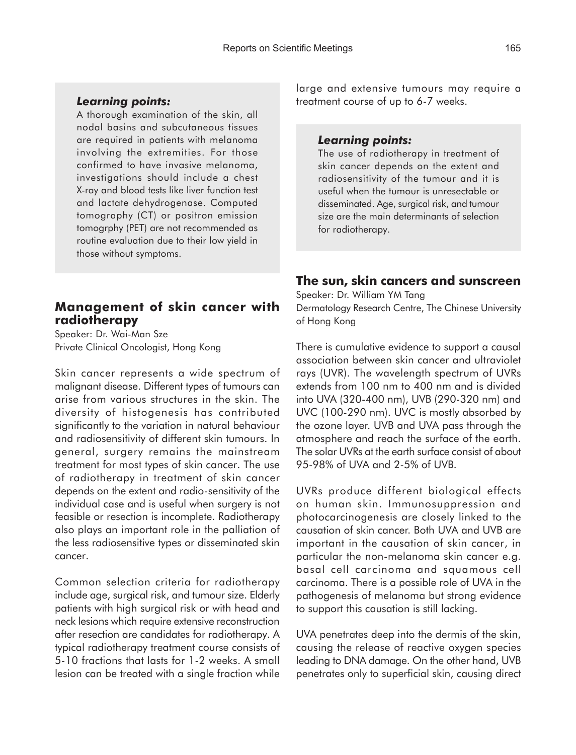***Learning points:***

A thorough examination of the skin, all nodal basins and subcutaneous tissues are required in patients with melanoma involving the extremities. For those confirmed to have invasive melanoma, investigations should include a chest X-ray and blood tests like liver function test and lactate dehydrogenase. Computed tomography (CT) or positron emission tomogrphy (PET) are not recommended as routine evaluation due to their low yield in those without symptoms.

## Management of skin cancer with radiotherapy

Speaker: Dr. Wai-Man Sze
Private Clinical Oncologist, Hong Kong

Skin cancer represents a wide spectrum of malignant disease. Different types of tumours can arise from various structures in the skin. The diversity of histogenesis has contributed significantly to the variation in natural behaviour and radiosensitivity of different skin tumours. In general, surgery remains the mainstream treatment for most types of skin cancer. The use of radiotherapy in treatment of skin cancer depends on the extent and radio-sensitivity of the individual case and is useful when surgery is not feasible or resection is incomplete. Radiotherapy also plays an important role in the palliation of the less radiosensitive types or disseminated skin cancer.

Common selection criteria for radiotherapy include age, surgical risk, and tumour size. Elderly patients with high surgical risk or with head and neck lesions which require extensive reconstruction after resection are candidates for radiotherapy. A typical radiotherapy treatment course consists of 5-10 fractions that lasts for 1-2 weeks. A small lesion can be treated with a single fraction while large and extensive tumours may require a treatment course of up to 6-7 weeks.

***Learning points:***

The use of radiotherapy in treatment of skin cancer depends on the extent and radiosensitivity of the tumour and it is useful when the tumour is unresectable or disseminated. Age, surgical risk, and tumour size are the main determinants of selection for radiotherapy.

## The sun, skin cancers and sunscreen

Speaker: Dr. William YM Tang
Dermatology Research Centre, The Chinese University of Hong Kong

There is cumulative evidence to support a causal association between skin cancer and ultraviolet rays (UVR). The wavelength spectrum of UVRs extends from 100 nm to 400 nm and is divided into UVA (320-400 nm), UVB (290-320 nm) and UVC (100-290 nm). UVC is mostly absorbed by the ozone layer. UVB and UVA pass through the atmosphere and reach the surface of the earth. The solar UVRs at the earth surface consist of about 95-98% of UVA and 2-5% of UVB.

UVRs produce different biological effects on human skin. Immunosuppression and photocarcinogenesis are closely linked to the causation of skin cancer. Both UVA and UVB are important in the causation of skin cancer, in particular the non-melanoma skin cancer e.g. basal cell carcinoma and squamous cell carcinoma. There is a possible role of UVA in the pathogenesis of melanoma but strong evidence to support this causation is still lacking.

UVA penetrates deep into the dermis of the skin, causing the release of reactive oxygen species leading to DNA damage. On the other hand, UVB penetrates only to superficial skin, causing direct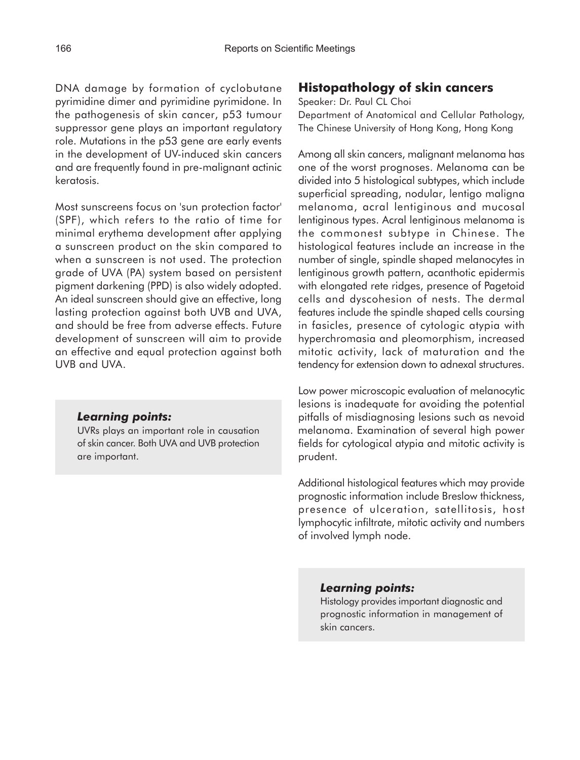DNA damage by formation of cyclobutane pyrimidine dimer and pyrimidine pyrimidone. In the pathogenesis of skin cancer, p53 tumour suppressor gene plays an important regulatory role. Mutations in the p53 gene are early events in the development of UV-induced skin cancers and are frequently found in pre-malignant actinic keratosis.

Most sunscreens focus on 'sun protection factor' (SPF), which refers to the ratio of time for minimal erythema development after applying a sunscreen product on the skin compared to when a sunscreen is not used. The protection grade of UVA (PA) system based on persistent pigment darkening (PPD) is also widely adopted. An ideal sunscreen should give an effective, long lasting protection against both UVB and UVA, and should be free from adverse effects. Future development of sunscreen will aim to provide an effective and equal protection against both UVB and UVA.

> ***Learning points:***
>
> UVRs plays an important role in causation of skin cancer. Both UVA and UVB protection are important.

## Histopathology of skin cancers

Speaker: Dr. Paul CL Choi
Department of Anatomical and Cellular Pathology, The Chinese University of Hong Kong, Hong Kong

Among all skin cancers, malignant melanoma has one of the worst prognoses. Melanoma can be divided into 5 histological subtypes, which include superficial spreading, nodular, lentigo maligna melanoma, acral lentiginous and mucosal lentiginous types. Acral lentiginous melanoma is the commonest subtype in Chinese. The histological features include an increase in the number of single, spindle shaped melanocytes in lentiginous growth pattern, acanthotic epidermis with elongated rete ridges, presence of Pagetoid cells and dyscohesion of nests. The dermal features include the spindle shaped cells coursing in fasicles, presence of cytologic atypia with hyperchromasia and pleomorphism, increased mitotic activity, lack of maturation and the tendency for extension down to adnexal structures.

Low power microscopic evaluation of melanocytic lesions is inadequate for avoiding the potential pitfalls of misdiagnosing lesions such as nevoid melanoma. Examination of several high power fields for cytological atypia and mitotic activity is prudent.

Additional histological features which may provide prognostic information include Breslow thickness, presence of ulceration, satellitosis, host lymphocytic infiltrate, mitotic activity and numbers of involved lymph node.

> ***Learning points:***
>
> Histology provides important diagnostic and prognostic information in management of skin cancers.